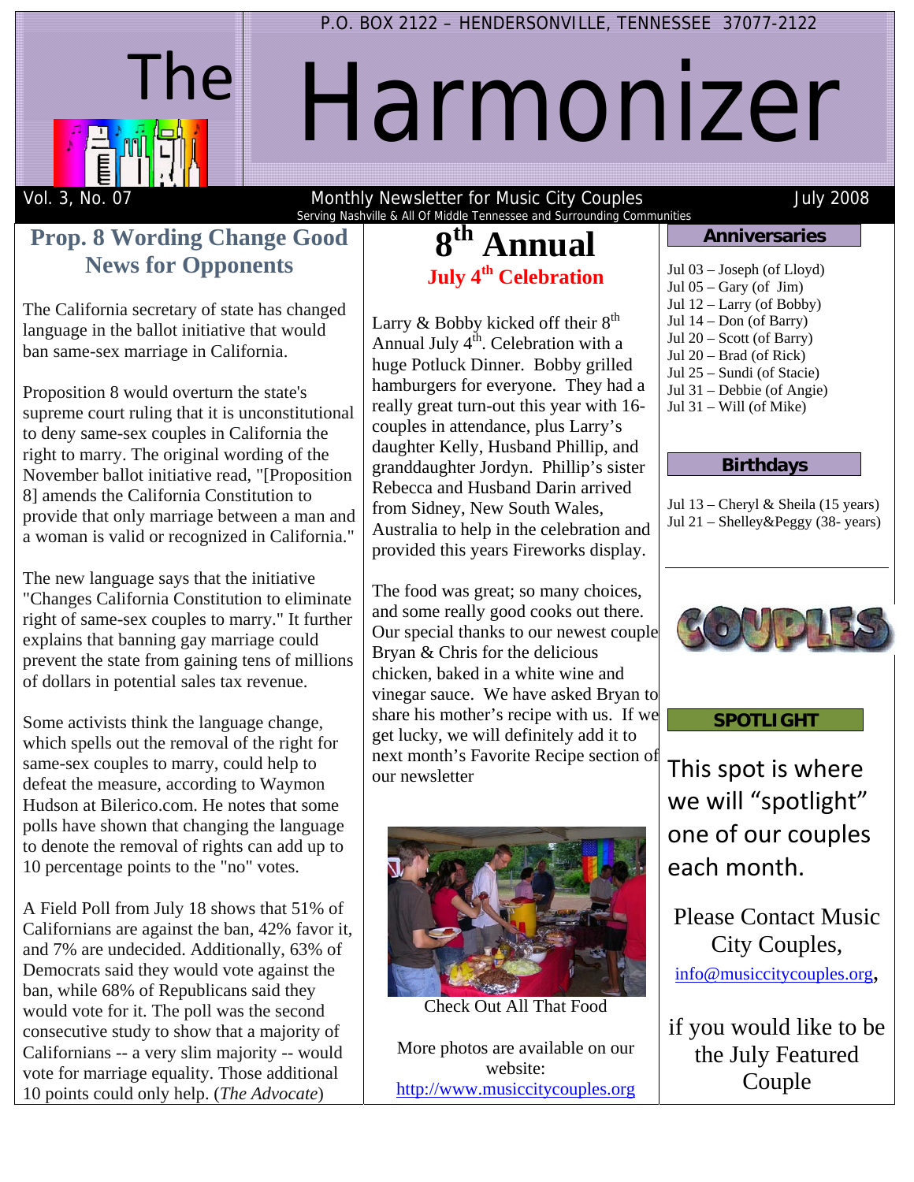P.O. BOX 2122 – HENDERSONVILLE, TENNESSEE 37077-2122

# The Harmonizer

Vol. 3, No. 07 — Monthly Newsletter for Music City Couples — July 2008

Serving Nashville & All Of Middle Tennessee and Surrounding Communities

## Prop. 8 Wording Change Good News for Opponents

The California secretary of state has changed language in the ballot initiative that would ban same-sex marriage in California.

Proposition 8 would overturn the state's supreme court ruling that it is unconstitutional to deny same-sex couples in California the right to marry. The original wording of the November ballot initiative read, "[Proposition 8] amends the California Constitution to provide that only marriage between a man and a woman is valid or recognized in California."

The new language says that the initiative "Changes California Constitution to eliminate right of same-sex couples to marry." It further explains that banning gay marriage could prevent the state from gaining tens of millions of dollars in potential sales tax revenue.

Some activists think the language change, which spells out the removal of the right for same-sex couples to marry, could help to defeat the measure, according to Waymon Hudson at Bilerico.com. He notes that some polls have shown that changing the language to denote the removal of rights can add up to 10 percentage points to the "no" votes.

A Field Poll from July 18 shows that 51% of Californians are against the ban, 42% favor it, and 7% are undecided. Additionally, 63% of Democrats said they would vote against the ban, while 68% of Republicans said they would vote for it. The poll was the second consecutive study to show that a majority of Californians -- a very slim majority -- would vote for marriage equality. Those additional 10 points could only help. (*The Advocate*)

## 8th Annual

### July 4th Celebration

Larry & Bobby kicked off their 8th Annual July 4th. Celebration with a huge Potluck Dinner. Bobby grilled hamburgers for everyone. They had a really great turn-out this year with 16-couples in attendance, plus Larry's daughter Kelly, Husband Phillip, and granddaughter Jordyn. Phillip's sister Rebecca and Husband Darin arrived from Sidney, New South Wales, Australia to help in the celebration and provided this years Fireworks display.

The food was great; so many choices, and some really good cooks out there. Our special thanks to our newest couple Bryan & Chris for the delicious chicken, baked in a white wine and vinegar sauce. We have asked Bryan to share his mother's recipe with us. If we get lucky, we will definitely add it to next month's Favorite Recipe section of our newsletter

Check Out All That Food

More photos are available on our website: http://www.musiccitycouples.org

### Anniversaries

Jul 03 – Joseph (of Lloyd)
Jul 05 – Gary (of Jim)
Jul 12 – Larry (of Bobby)
Jul 14 – Don (of Barry)
Jul 20 – Scott (of Barry)
Jul 20 – Brad (of Rick)
Jul 25 – Sundi (of Stacie)
Jul 31 – Debbie (of Angie)
Jul 31 – Will (of Mike)

### Birthdays

Jul 13 – Cheryl & Sheila (15 years)
Jul 21 – Shelley&Peggy (38- years)

COUPLES

### SPOTLIGHT

This spot is where we will "spotlight" one of our couples each month.

Please Contact Music City Couples, info@musiccitycouples.org,

if you would like to be the July Featured Couple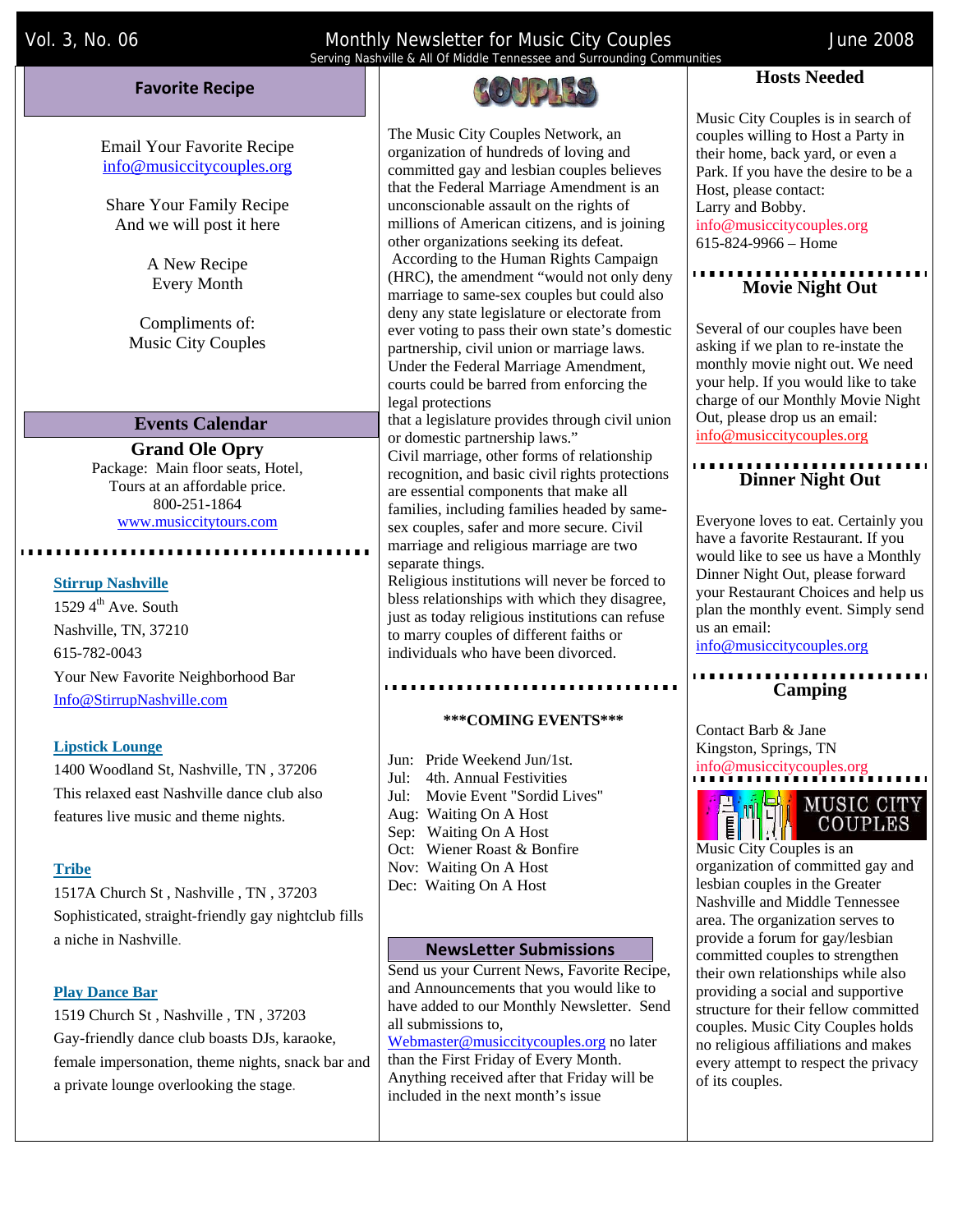Vol. 3, No. 06 — Monthly Newsletter for Music City Couples — June 2008

Serving Nashville & All Of Middle Tennessee and Surrounding Communities

## Favorite Recipe

Email Your Favorite Recipe
info@musiccitycouples.org

Share Your Family Recipe
And we will post it here

A New Recipe
Every Month

Compliments of:
Music City Couples

## Events Calendar

### Grand Ole Opry

Package: Main floor seats, Hotel, Tours at an affordable price.
800-251-1864
www.musiccitytours.com

**Stirrup Nashville**
1529 4th Ave. South
Nashville, TN, 37210
615-782-0043
Your New Favorite Neighborhood Bar
Info@StirrupNashville.com

**Lipstick Lounge**
1400 Woodland St, Nashville, TN , 37206
This relaxed east Nashville dance club also features live music and theme nights.

**Tribe**
1517A Church St , Nashville , TN , 37203
Sophisticated, straight-friendly gay nightclub fills a niche in Nashville.

**Play Dance Bar**
1519 Church St , Nashville , TN , 37203
Gay-friendly dance club boasts DJs, karaoke, female impersonation, theme nights, snack bar and a private lounge overlooking the stage.

## COUPLES

The Music City Couples Network, an organization of hundreds of loving and committed gay and lesbian couples believes that the Federal Marriage Amendment is an unconscionable assault on the rights of millions of American citizens, and is joining other organizations seeking its defeat.
According to the Human Rights Campaign (HRC), the amendment "would not only deny marriage to same-sex couples but could also deny any state legislature or electorate from ever voting to pass their own state's domestic partnership, civil union or marriage laws. Under the Federal Marriage Amendment, courts could be barred from enforcing the legal protections
that a legislature provides through civil union or domestic partnership laws."
Civil marriage, other forms of relationship recognition, and basic civil rights protections are essential components that make all families, including families headed by same-sex couples, safer and more secure. Civil marriage and religious marriage are two separate things.
Religious institutions will never be forced to bless relationships with which they disagree, just as today religious institutions can refuse to marry couples of different faiths or individuals who have been divorced.

**\*\*\*COMING EVENTS\*\*\***

Jun: Pride Weekend Jun/1st.
Jul: 4th. Annual Festivities
Jul: Movie Event "Sordid Lives"
Aug: Waiting On A Host
Sep: Waiting On A Host
Oct: Wiener Roast & Bonfire
Nov: Waiting On A Host
Dec: Waiting On A Host

## NewsLetter Submissions

Send us your Current News, Favorite Recipe, and Announcements that you would like to have added to our Monthly Newsletter. Send all submissions to,
Webmaster@musiccitycouples.org no later than the First Friday of Every Month. Anything received after that Friday will be included in the next month's issue

## Hosts Needed

Music City Couples is in search of couples willing to Host a Party in their home, back yard, or even a Park. If you have the desire to be a Host, please contact:
Larry and Bobby.
info@musiccitycouples.org
615-824-9966 – Home

## Movie Night Out

Several of our couples have been asking if we plan to re-instate the monthly movie night out. We need your help. If you would like to take charge of our Monthly Movie Night Out, please drop us an email:
info@musiccitycouples.org

## Dinner Night Out

Everyone loves to eat. Certainly you have a favorite Restaurant. If you would like to see us have a Monthly Dinner Night Out, please forward your Restaurant Choices and help us plan the monthly event. Simply send us an email:
info@musiccitycouples.org

## Camping

Contact Barb & Jane
Kingston, Springs, TN
info@musiccitycouples.org

MUSIC CITY COUPLES

Music City Couples is an organization of committed gay and lesbian couples in the Greater Nashville and Middle Tennessee area. The organization serves to provide a forum for gay/lesbian committed couples to strengthen their own relationships while also providing a social and supportive structure for their fellow committed couples. Music City Couples holds no religious affiliations and makes every attempt to respect the privacy of its couples.